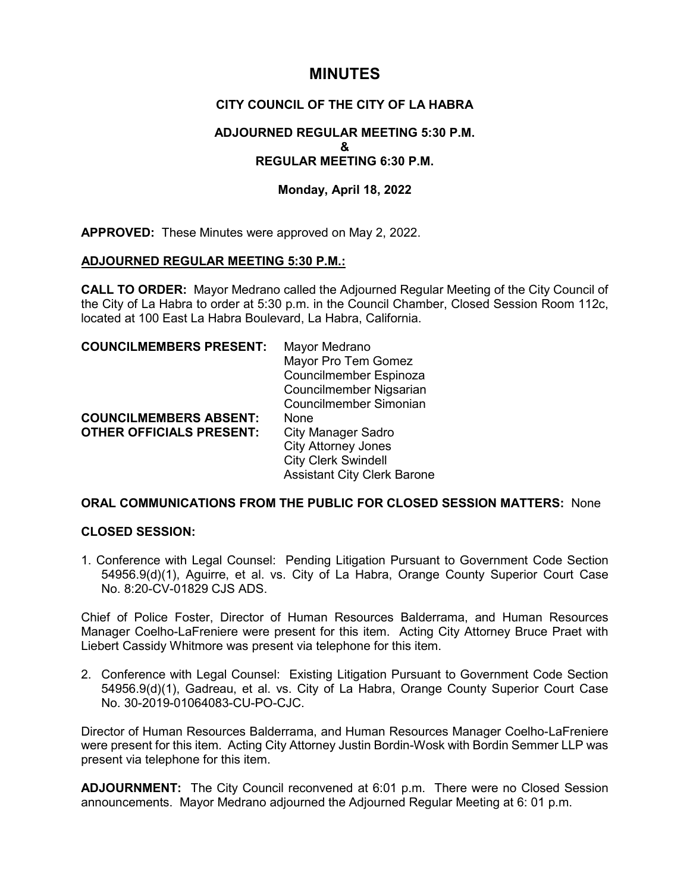# MINUTES

## CITY COUNCIL OF THE CITY OF LA HABRA

### ADJOURNED REGULAR MEETING 5:30 P.M.
### &
### REGULAR MEETING 6:30 P.M.

**Monday, April 18, 2022**

**APPROVED:** These Minutes were approved on May 2, 2022.

**ADJOURNED REGULAR MEETING 5:30 P.M.:**

**CALL TO ORDER:** Mayor Medrano called the Adjourned Regular Meeting of the City Council of the City of La Habra to order at 5:30 p.m. in the Council Chamber, Closed Session Room 112c, located at 100 East La Habra Boulevard, La Habra, California.

**COUNCILMEMBERS PRESENT:** Mayor Medrano
Mayor Pro Tem Gomez
Councilmember Espinoza
Councilmember Nigsarian
Councilmember Simonian

**COUNCILMEMBERS ABSENT:** None

**OTHER OFFICIALS PRESENT:** City Manager Sadro
City Attorney Jones
City Clerk Swindell
Assistant City Clerk Barone

**ORAL COMMUNICATIONS FROM THE PUBLIC FOR CLOSED SESSION MATTERS:** None

**CLOSED SESSION:**

1. Conference with Legal Counsel: Pending Litigation Pursuant to Government Code Section 54956.9(d)(1), Aguirre, et al. vs. City of La Habra, Orange County Superior Court Case No. 8:20-CV-01829 CJS ADS.

Chief of Police Foster, Director of Human Resources Balderrama, and Human Resources Manager Coelho-LaFreniere were present for this item. Acting City Attorney Bruce Praet with Liebert Cassidy Whitmore was present via telephone for this item.

2. Conference with Legal Counsel: Existing Litigation Pursuant to Government Code Section 54956.9(d)(1), Gadreau, et al. vs. City of La Habra, Orange County Superior Court Case No. 30-2019-01064083-CU-PO-CJC.

Director of Human Resources Balderrama, and Human Resources Manager Coelho-LaFreniere were present for this item. Acting City Attorney Justin Bordin-Wosk with Bordin Semmer LLP was present via telephone for this item.

**ADJOURNMENT:** The City Council reconvened at 6:01 p.m. There were no Closed Session announcements. Mayor Medrano adjourned the Adjourned Regular Meeting at 6: 01 p.m.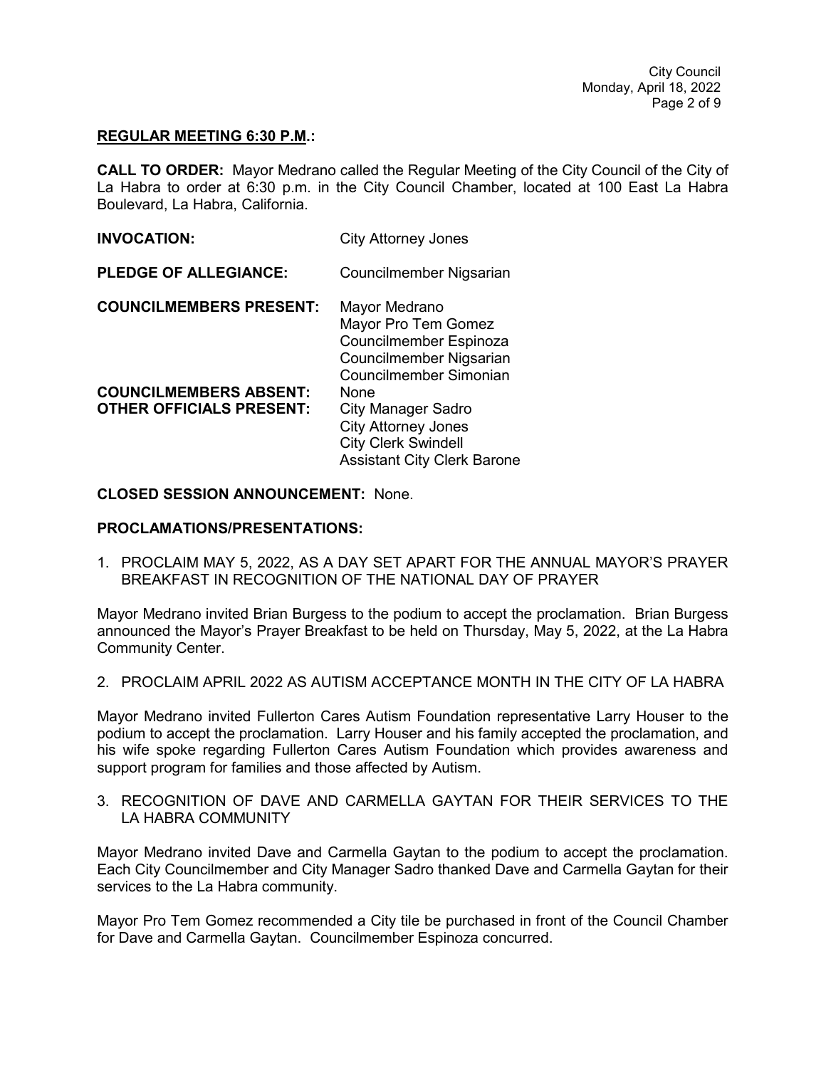**REGULAR MEETING 6:30 P.M.:**

**CALL TO ORDER:** Mayor Medrano called the Regular Meeting of the City Council of the City of La Habra to order at 6:30 p.m. in the City Council Chamber, located at 100 East La Habra Boulevard, La Habra, California.

| | |
|---|---|
| **INVOCATION:** | City Attorney Jones |
| **PLEDGE OF ALLEGIANCE:** | Councilmember Nigsarian |
| **COUNCILMEMBERS PRESENT:** | Mayor Medrano<br>Mayor Pro Tem Gomez<br>Councilmember Espinoza<br>Councilmember Nigsarian<br>Councilmember Simonian |
| **COUNCILMEMBERS ABSENT:** | None |
| **OTHER OFFICIALS PRESENT:** | City Manager Sadro<br>City Attorney Jones<br>City Clerk Swindell<br>Assistant City Clerk Barone |

**CLOSED SESSION ANNOUNCEMENT:** None.

**PROCLAMATIONS/PRESENTATIONS:**

1. PROCLAIM MAY 5, 2022, AS A DAY SET APART FOR THE ANNUAL MAYOR'S PRAYER BREAKFAST IN RECOGNITION OF THE NATIONAL DAY OF PRAYER

Mayor Medrano invited Brian Burgess to the podium to accept the proclamation. Brian Burgess announced the Mayor's Prayer Breakfast to be held on Thursday, May 5, 2022, at the La Habra Community Center.

2. PROCLAIM APRIL 2022 AS AUTISM ACCEPTANCE MONTH IN THE CITY OF LA HABRA

Mayor Medrano invited Fullerton Cares Autism Foundation representative Larry Houser to the podium to accept the proclamation. Larry Houser and his family accepted the proclamation, and his wife spoke regarding Fullerton Cares Autism Foundation which provides awareness and support program for families and those affected by Autism.

3. RECOGNITION OF DAVE AND CARMELLA GAYTAN FOR THEIR SERVICES TO THE LA HABRA COMMUNITY

Mayor Medrano invited Dave and Carmella Gaytan to the podium to accept the proclamation. Each City Councilmember and City Manager Sadro thanked Dave and Carmella Gaytan for their services to the La Habra community.

Mayor Pro Tem Gomez recommended a City tile be purchased in front of the Council Chamber for Dave and Carmella Gaytan. Councilmember Espinoza concurred.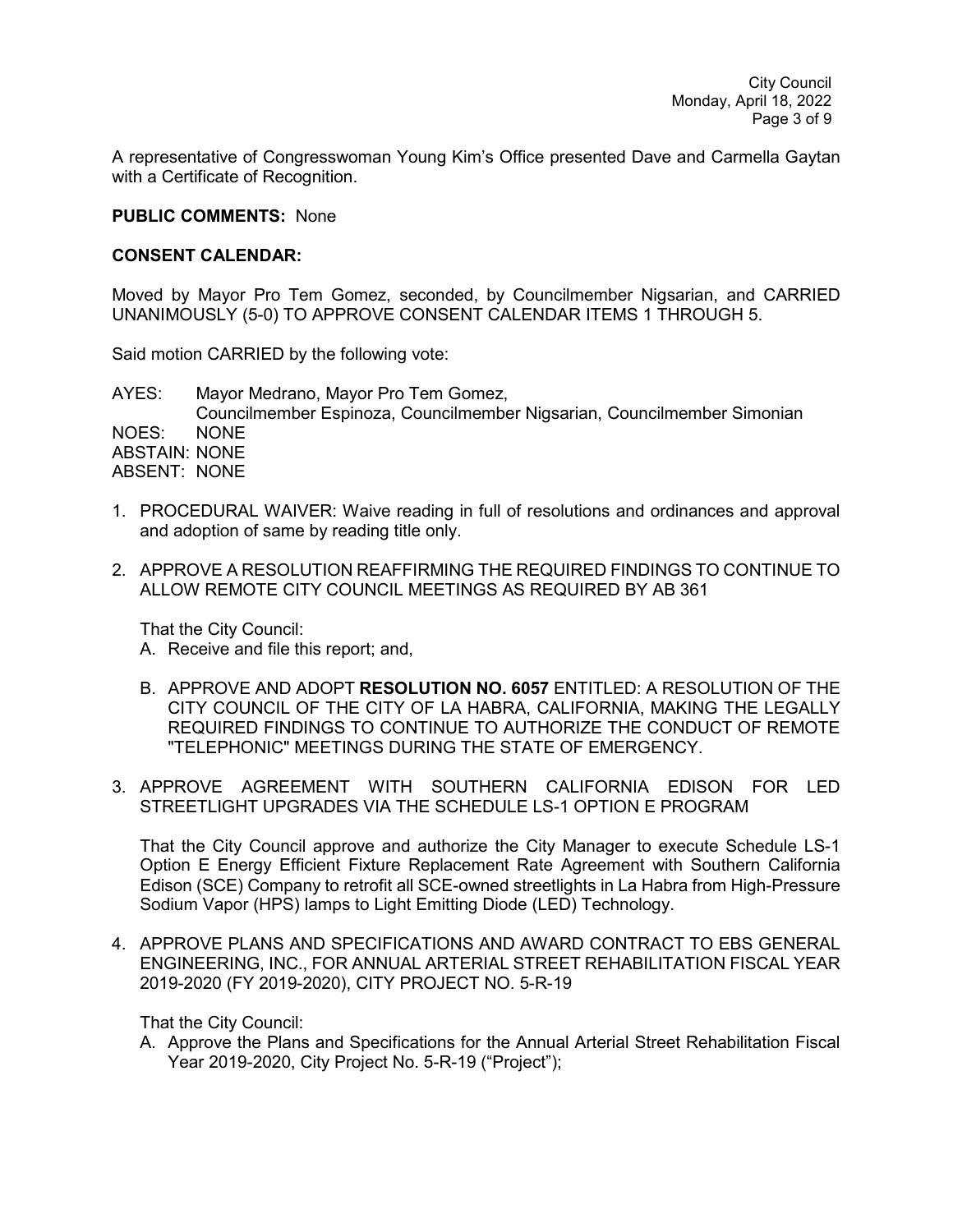A representative of Congresswoman Young Kim's Office presented Dave and Carmella Gaytan with a Certificate of Recognition.

**PUBLIC COMMENTS:** None

**CONSENT CALENDAR:**

Moved by Mayor Pro Tem Gomez, seconded, by Councilmember Nigsarian, and CARRIED UNANIMOUSLY (5-0) TO APPROVE CONSENT CALENDAR ITEMS 1 THROUGH 5.

Said motion CARRIED by the following vote:

AYES: Mayor Medrano, Mayor Pro Tem Gomez, Councilmember Espinoza, Councilmember Nigsarian, Councilmember Simonian
NOES: NONE
ABSTAIN: NONE
ABSENT: NONE

1. PROCEDURAL WAIVER: Waive reading in full of resolutions and ordinances and approval and adoption of same by reading title only.

2. APPROVE A RESOLUTION REAFFIRMING THE REQUIRED FINDINGS TO CONTINUE TO ALLOW REMOTE CITY COUNCIL MEETINGS AS REQUIRED BY AB 361

   That the City Council:

   A. Receive and file this report; and,

   B. APPROVE AND ADOPT **RESOLUTION NO. 6057** ENTITLED: A RESOLUTION OF THE CITY COUNCIL OF THE CITY OF LA HABRA, CALIFORNIA, MAKING THE LEGALLY REQUIRED FINDINGS TO CONTINUE TO AUTHORIZE THE CONDUCT OF REMOTE "TELEPHONIC" MEETINGS DURING THE STATE OF EMERGENCY.

3. APPROVE AGREEMENT WITH SOUTHERN CALIFORNIA EDISON FOR LED STREETLIGHT UPGRADES VIA THE SCHEDULE LS-1 OPTION E PROGRAM

   That the City Council approve and authorize the City Manager to execute Schedule LS-1 Option E Energy Efficient Fixture Replacement Rate Agreement with Southern California Edison (SCE) Company to retrofit all SCE-owned streetlights in La Habra from High-Pressure Sodium Vapor (HPS) lamps to Light Emitting Diode (LED) Technology.

4. APPROVE PLANS AND SPECIFICATIONS AND AWARD CONTRACT TO EBS GENERAL ENGINEERING, INC., FOR ANNUAL ARTERIAL STREET REHABILITATION FISCAL YEAR 2019-2020 (FY 2019-2020), CITY PROJECT NO. 5-R-19

   That the City Council:

   A. Approve the Plans and Specifications for the Annual Arterial Street Rehabilitation Fiscal Year 2019-2020, City Project No. 5-R-19 ("Project");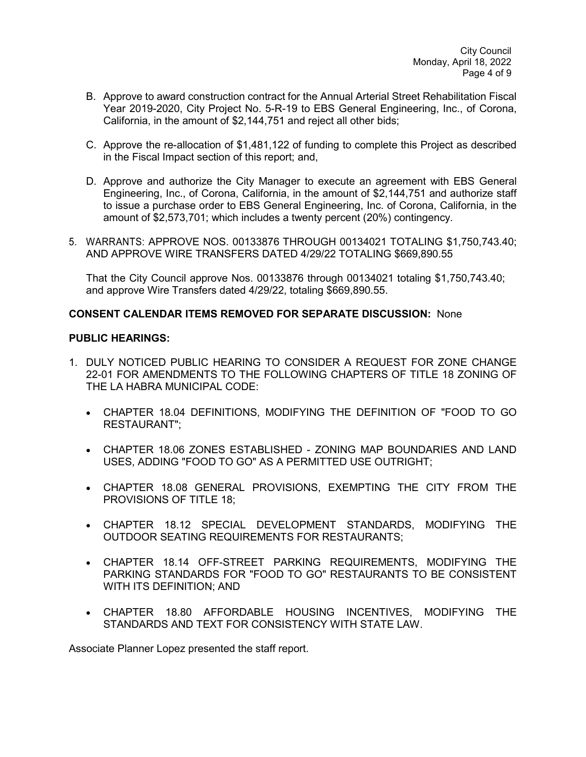B. Approve to award construction contract for the Annual Arterial Street Rehabilitation Fiscal Year 2019-2020, City Project No. 5-R-19 to EBS General Engineering, Inc., of Corona, California, in the amount of $2,144,751 and reject all other bids;

C. Approve the re-allocation of $1,481,122 of funding to complete this Project as described in the Fiscal Impact section of this report; and,

D. Approve and authorize the City Manager to execute an agreement with EBS General Engineering, Inc., of Corona, California, in the amount of $2,144,751 and authorize staff to issue a purchase order to EBS General Engineering, Inc. of Corona, California, in the amount of $2,573,701; which includes a twenty percent (20%) contingency.

5. WARRANTS: APPROVE NOS. 00133876 THROUGH 00134021 TOTALING $1,750,743.40; AND APPROVE WIRE TRANSFERS DATED 4/29/22 TOTALING $669,890.55

   That the City Council approve Nos. 00133876 through 00134021 totaling $1,750,743.40; and approve Wire Transfers dated 4/29/22, totaling $669,890.55.

**CONSENT CALENDAR ITEMS REMOVED FOR SEPARATE DISCUSSION:** None

**PUBLIC HEARINGS:**

1. DULY NOTICED PUBLIC HEARING TO CONSIDER A REQUEST FOR ZONE CHANGE 22-01 FOR AMENDMENTS TO THE FOLLOWING CHAPTERS OF TITLE 18 ZONING OF THE LA HABRA MUNICIPAL CODE:

   - CHAPTER 18.04 DEFINITIONS, MODIFYING THE DEFINITION OF "FOOD TO GO RESTAURANT";
   - CHAPTER 18.06 ZONES ESTABLISHED - ZONING MAP BOUNDARIES AND LAND USES, ADDING "FOOD TO GO" AS A PERMITTED USE OUTRIGHT;
   - CHAPTER 18.08 GENERAL PROVISIONS, EXEMPTING THE CITY FROM THE PROVISIONS OF TITLE 18;
   - CHAPTER 18.12 SPECIAL DEVELOPMENT STANDARDS, MODIFYING THE OUTDOOR SEATING REQUIREMENTS FOR RESTAURANTS;
   - CHAPTER 18.14 OFF-STREET PARKING REQUIREMENTS, MODIFYING THE PARKING STANDARDS FOR "FOOD TO GO" RESTAURANTS TO BE CONSISTENT WITH ITS DEFINITION; AND
   - CHAPTER 18.80 AFFORDABLE HOUSING INCENTIVES, MODIFYING THE STANDARDS AND TEXT FOR CONSISTENCY WITH STATE LAW.

Associate Planner Lopez presented the staff report.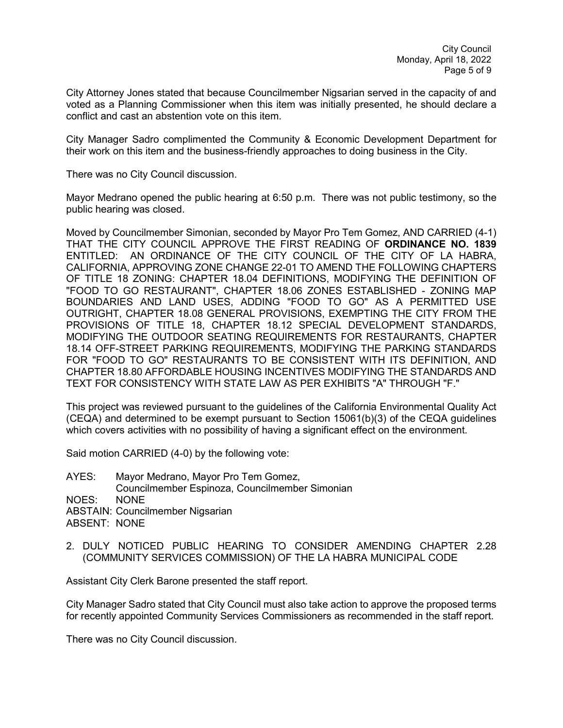City Attorney Jones stated that because Councilmember Nigsarian served in the capacity of and voted as a Planning Commissioner when this item was initially presented, he should declare a conflict and cast an abstention vote on this item.

City Manager Sadro complimented the Community & Economic Development Department for their work on this item and the business-friendly approaches to doing business in the City.

There was no City Council discussion.

Mayor Medrano opened the public hearing at 6:50 p.m. There was not public testimony, so the public hearing was closed.

Moved by Councilmember Simonian, seconded by Mayor Pro Tem Gomez, AND CARRIED (4-1) THAT THE CITY COUNCIL APPROVE THE FIRST READING OF **ORDINANCE NO. 1839** ENTITLED: AN ORDINANCE OF THE CITY COUNCIL OF THE CITY OF LA HABRA, CALIFORNIA, APPROVING ZONE CHANGE 22-01 TO AMEND THE FOLLOWING CHAPTERS OF TITLE 18 ZONING: CHAPTER 18.04 DEFINITIONS, MODIFYING THE DEFINITION OF "FOOD TO GO RESTAURANT", CHAPTER 18.06 ZONES ESTABLISHED - ZONING MAP BOUNDARIES AND LAND USES, ADDING "FOOD TO GO" AS A PERMITTED USE OUTRIGHT, CHAPTER 18.08 GENERAL PROVISIONS, EXEMPTING THE CITY FROM THE PROVISIONS OF TITLE 18, CHAPTER 18.12 SPECIAL DEVELOPMENT STANDARDS, MODIFYING THE OUTDOOR SEATING REQUIREMENTS FOR RESTAURANTS, CHAPTER 18.14 OFF-STREET PARKING REQUIREMENTS, MODIFYING THE PARKING STANDARDS FOR "FOOD TO GO" RESTAURANTS TO BE CONSISTENT WITH ITS DEFINITION, AND CHAPTER 18.80 AFFORDABLE HOUSING INCENTIVES MODIFYING THE STANDARDS AND TEXT FOR CONSISTENCY WITH STATE LAW AS PER EXHIBITS "A" THROUGH "F."

This project was reviewed pursuant to the guidelines of the California Environmental Quality Act (CEQA) and determined to be exempt pursuant to Section 15061(b)(3) of the CEQA guidelines which covers activities with no possibility of having a significant effect on the environment.

Said motion CARRIED (4-0) by the following vote:

AYES: Mayor Medrano, Mayor Pro Tem Gomez,
Councilmember Espinoza, Councilmember Simonian
NOES: NONE
ABSTAIN: Councilmember Nigsarian
ABSENT: NONE

2. DULY NOTICED PUBLIC HEARING TO CONSIDER AMENDING CHAPTER 2.28 (COMMUNITY SERVICES COMMISSION) OF THE LA HABRA MUNICIPAL CODE

Assistant City Clerk Barone presented the staff report.

City Manager Sadro stated that City Council must also take action to approve the proposed terms for recently appointed Community Services Commissioners as recommended in the staff report.

There was no City Council discussion.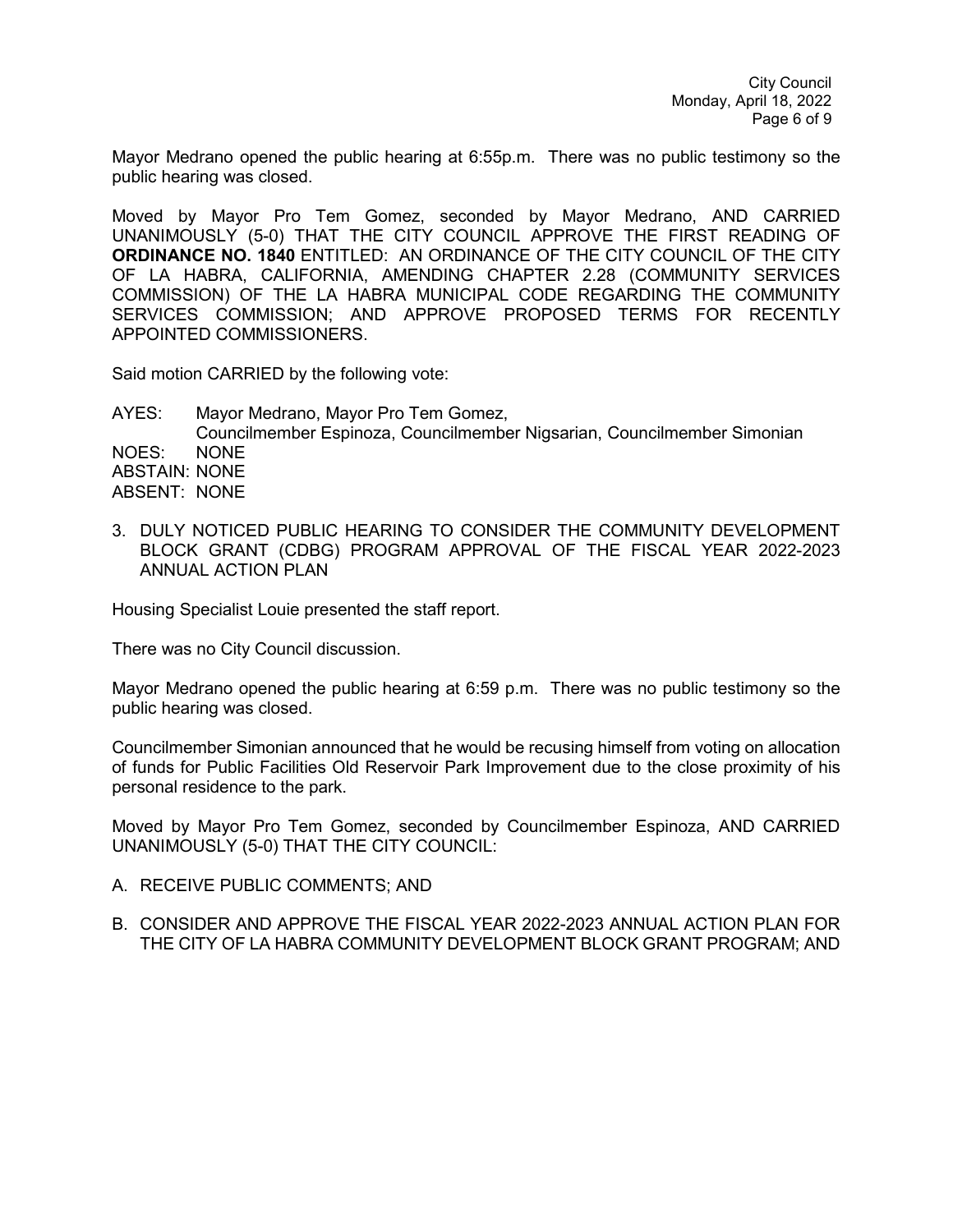Mayor Medrano opened the public hearing at 6:55p.m. There was no public testimony so the public hearing was closed.

Moved by Mayor Pro Tem Gomez, seconded by Mayor Medrano, AND CARRIED UNANIMOUSLY (5-0) THAT THE CITY COUNCIL APPROVE THE FIRST READING OF **ORDINANCE NO. 1840** ENTITLED: AN ORDINANCE OF THE CITY COUNCIL OF THE CITY OF LA HABRA, CALIFORNIA, AMENDING CHAPTER 2.28 (COMMUNITY SERVICES COMMISSION) OF THE LA HABRA MUNICIPAL CODE REGARDING THE COMMUNITY SERVICES COMMISSION; AND APPROVE PROPOSED TERMS FOR RECENTLY APPOINTED COMMISSIONERS.

Said motion CARRIED by the following vote:

AYES: Mayor Medrano, Mayor Pro Tem Gomez,
Councilmember Espinoza, Councilmember Nigsarian, Councilmember Simonian
NOES: NONE
ABSTAIN: NONE
ABSENT: NONE

3. DULY NOTICED PUBLIC HEARING TO CONSIDER THE COMMUNITY DEVELOPMENT BLOCK GRANT (CDBG) PROGRAM APPROVAL OF THE FISCAL YEAR 2022-2023 ANNUAL ACTION PLAN

Housing Specialist Louie presented the staff report.

There was no City Council discussion.

Mayor Medrano opened the public hearing at 6:59 p.m. There was no public testimony so the public hearing was closed.

Councilmember Simonian announced that he would be recusing himself from voting on allocation of funds for Public Facilities Old Reservoir Park Improvement due to the close proximity of his personal residence to the park.

Moved by Mayor Pro Tem Gomez, seconded by Councilmember Espinoza, AND CARRIED UNANIMOUSLY (5-0) THAT THE CITY COUNCIL:

A. RECEIVE PUBLIC COMMENTS; AND

B. CONSIDER AND APPROVE THE FISCAL YEAR 2022-2023 ANNUAL ACTION PLAN FOR THE CITY OF LA HABRA COMMUNITY DEVELOPMENT BLOCK GRANT PROGRAM; AND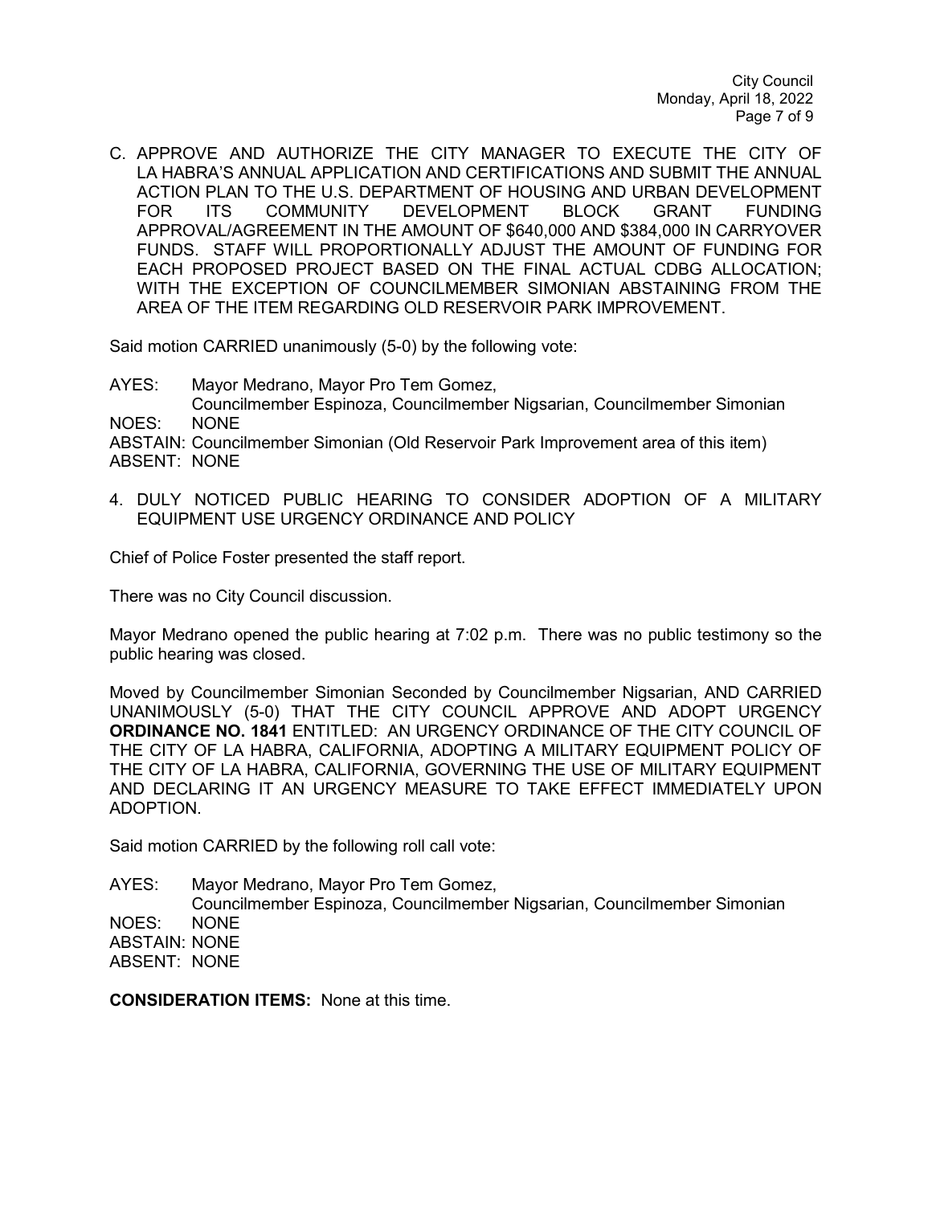C. APPROVE AND AUTHORIZE THE CITY MANAGER TO EXECUTE THE CITY OF LA HABRA'S ANNUAL APPLICATION AND CERTIFICATIONS AND SUBMIT THE ANNUAL ACTION PLAN TO THE U.S. DEPARTMENT OF HOUSING AND URBAN DEVELOPMENT FOR ITS COMMUNITY DEVELOPMENT BLOCK GRANT FUNDING APPROVAL/AGREEMENT IN THE AMOUNT OF $640,000 AND $384,000 IN CARRYOVER FUNDS. STAFF WILL PROPORTIONALLY ADJUST THE AMOUNT OF FUNDING FOR EACH PROPOSED PROJECT BASED ON THE FINAL ACTUAL CDBG ALLOCATION; WITH THE EXCEPTION OF COUNCILMEMBER SIMONIAN ABSTAINING FROM THE AREA OF THE ITEM REGARDING OLD RESERVOIR PARK IMPROVEMENT.

Said motion CARRIED unanimously (5-0) by the following vote:

AYES: Mayor Medrano, Mayor Pro Tem Gomez, Councilmember Espinoza, Councilmember Nigsarian, Councilmember Simonian
NOES: NONE
ABSTAIN: Councilmember Simonian (Old Reservoir Park Improvement area of this item)
ABSENT: NONE

4. DULY NOTICED PUBLIC HEARING TO CONSIDER ADOPTION OF A MILITARY EQUIPMENT USE URGENCY ORDINANCE AND POLICY

Chief of Police Foster presented the staff report.

There was no City Council discussion.

Mayor Medrano opened the public hearing at 7:02 p.m. There was no public testimony so the public hearing was closed.

Moved by Councilmember Simonian Seconded by Councilmember Nigsarian, AND CARRIED UNANIMOUSLY (5-0) THAT THE CITY COUNCIL APPROVE AND ADOPT URGENCY **ORDINANCE NO. 1841** ENTITLED: AN URGENCY ORDINANCE OF THE CITY COUNCIL OF THE CITY OF LA HABRA, CALIFORNIA, ADOPTING A MILITARY EQUIPMENT POLICY OF THE CITY OF LA HABRA, CALIFORNIA, GOVERNING THE USE OF MILITARY EQUIPMENT AND DECLARING IT AN URGENCY MEASURE TO TAKE EFFECT IMMEDIATELY UPON ADOPTION.

Said motion CARRIED by the following roll call vote:

AYES: Mayor Medrano, Mayor Pro Tem Gomez, Councilmember Espinoza, Councilmember Nigsarian, Councilmember Simonian
NOES: NONE
ABSTAIN: NONE
ABSENT: NONE

**CONSIDERATION ITEMS:** None at this time.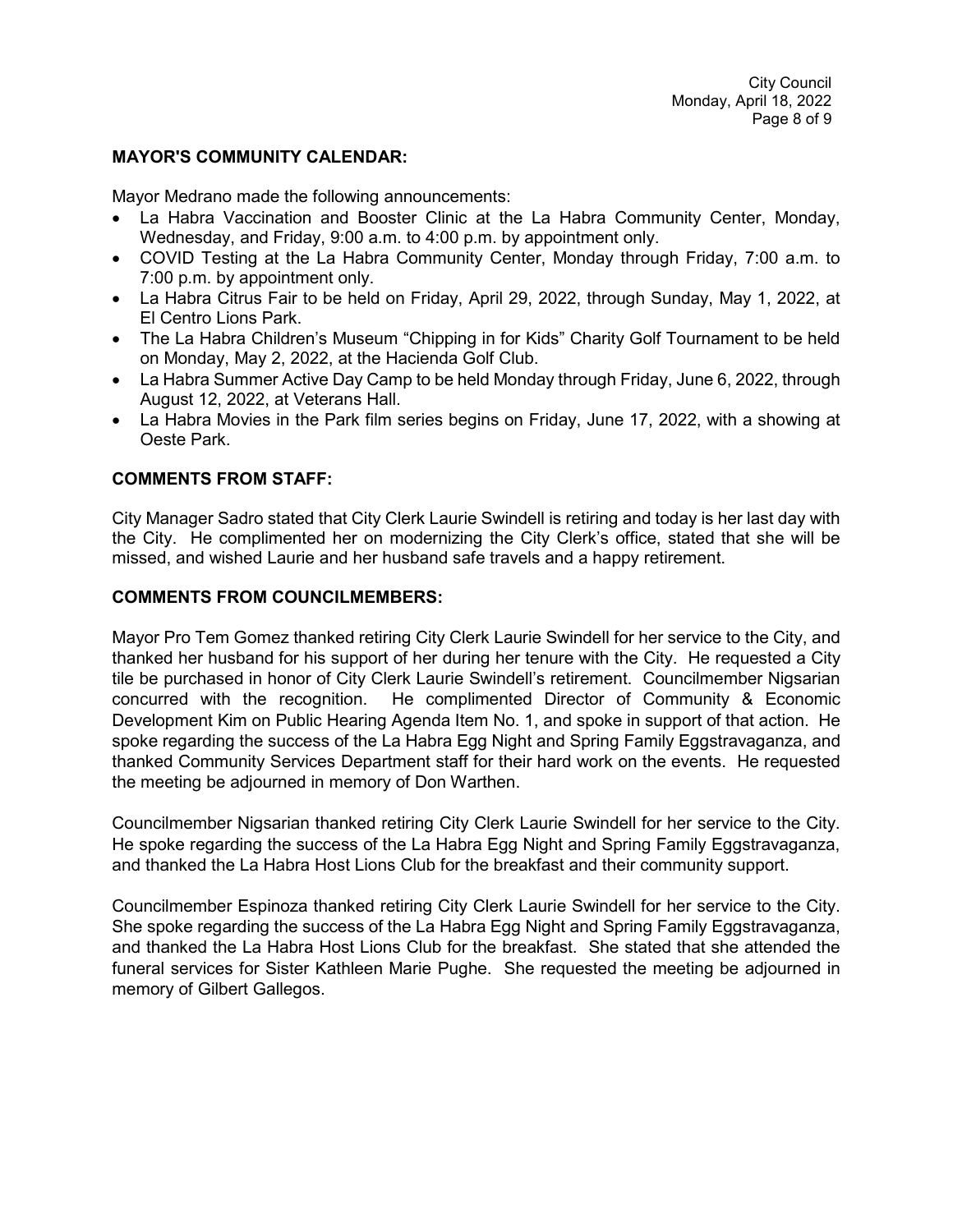**MAYOR'S COMMUNITY CALENDAR:**

Mayor Medrano made the following announcements:

- La Habra Vaccination and Booster Clinic at the La Habra Community Center, Monday, Wednesday, and Friday, 9:00 a.m. to 4:00 p.m. by appointment only.
- COVID Testing at the La Habra Community Center, Monday through Friday, 7:00 a.m. to 7:00 p.m. by appointment only.
- La Habra Citrus Fair to be held on Friday, April 29, 2022, through Sunday, May 1, 2022, at El Centro Lions Park.
- The La Habra Children's Museum "Chipping in for Kids" Charity Golf Tournament to be held on Monday, May 2, 2022, at the Hacienda Golf Club.
- La Habra Summer Active Day Camp to be held Monday through Friday, June 6, 2022, through August 12, 2022, at Veterans Hall.
- La Habra Movies in the Park film series begins on Friday, June 17, 2022, with a showing at Oeste Park.

**COMMENTS FROM STAFF:**

City Manager Sadro stated that City Clerk Laurie Swindell is retiring and today is her last day with the City. He complimented her on modernizing the City Clerk's office, stated that she will be missed, and wished Laurie and her husband safe travels and a happy retirement.

**COMMENTS FROM COUNCILMEMBERS:**

Mayor Pro Tem Gomez thanked retiring City Clerk Laurie Swindell for her service to the City, and thanked her husband for his support of her during her tenure with the City. He requested a City tile be purchased in honor of City Clerk Laurie Swindell's retirement. Councilmember Nigsarian concurred with the recognition. He complimented Director of Community & Economic Development Kim on Public Hearing Agenda Item No. 1, and spoke in support of that action. He spoke regarding the success of the La Habra Egg Night and Spring Family Eggstravaganza, and thanked Community Services Department staff for their hard work on the events. He requested the meeting be adjourned in memory of Don Warthen.

Councilmember Nigsarian thanked retiring City Clerk Laurie Swindell for her service to the City. He spoke regarding the success of the La Habra Egg Night and Spring Family Eggstravaganza, and thanked the La Habra Host Lions Club for the breakfast and their community support.

Councilmember Espinoza thanked retiring City Clerk Laurie Swindell for her service to the City. She spoke regarding the success of the La Habra Egg Night and Spring Family Eggstravaganza, and thanked the La Habra Host Lions Club for the breakfast. She stated that she attended the funeral services for Sister Kathleen Marie Pughe. She requested the meeting be adjourned in memory of Gilbert Gallegos.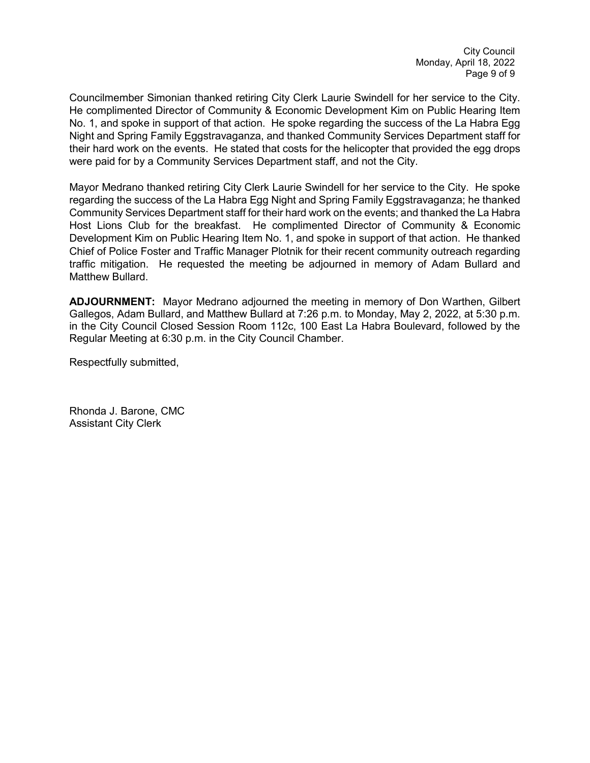Councilmember Simonian thanked retiring City Clerk Laurie Swindell for her service to the City. He complimented Director of Community & Economic Development Kim on Public Hearing Item No. 1, and spoke in support of that action. He spoke regarding the success of the La Habra Egg Night and Spring Family Eggstravaganza, and thanked Community Services Department staff for their hard work on the events. He stated that costs for the helicopter that provided the egg drops were paid for by a Community Services Department staff, and not the City.

Mayor Medrano thanked retiring City Clerk Laurie Swindell for her service to the City. He spoke regarding the success of the La Habra Egg Night and Spring Family Eggstravaganza; he thanked Community Services Department staff for their hard work on the events; and thanked the La Habra Host Lions Club for the breakfast. He complimented Director of Community & Economic Development Kim on Public Hearing Item No. 1, and spoke in support of that action. He thanked Chief of Police Foster and Traffic Manager Plotnik for their recent community outreach regarding traffic mitigation. He requested the meeting be adjourned in memory of Adam Bullard and Matthew Bullard.

**ADJOURNMENT:** Mayor Medrano adjourned the meeting in memory of Don Warthen, Gilbert Gallegos, Adam Bullard, and Matthew Bullard at 7:26 p.m. to Monday, May 2, 2022, at 5:30 p.m. in the City Council Closed Session Room 112c, 100 East La Habra Boulevard, followed by the Regular Meeting at 6:30 p.m. in the City Council Chamber.

Respectfully submitted,

Rhonda J. Barone, CMC
Assistant City Clerk